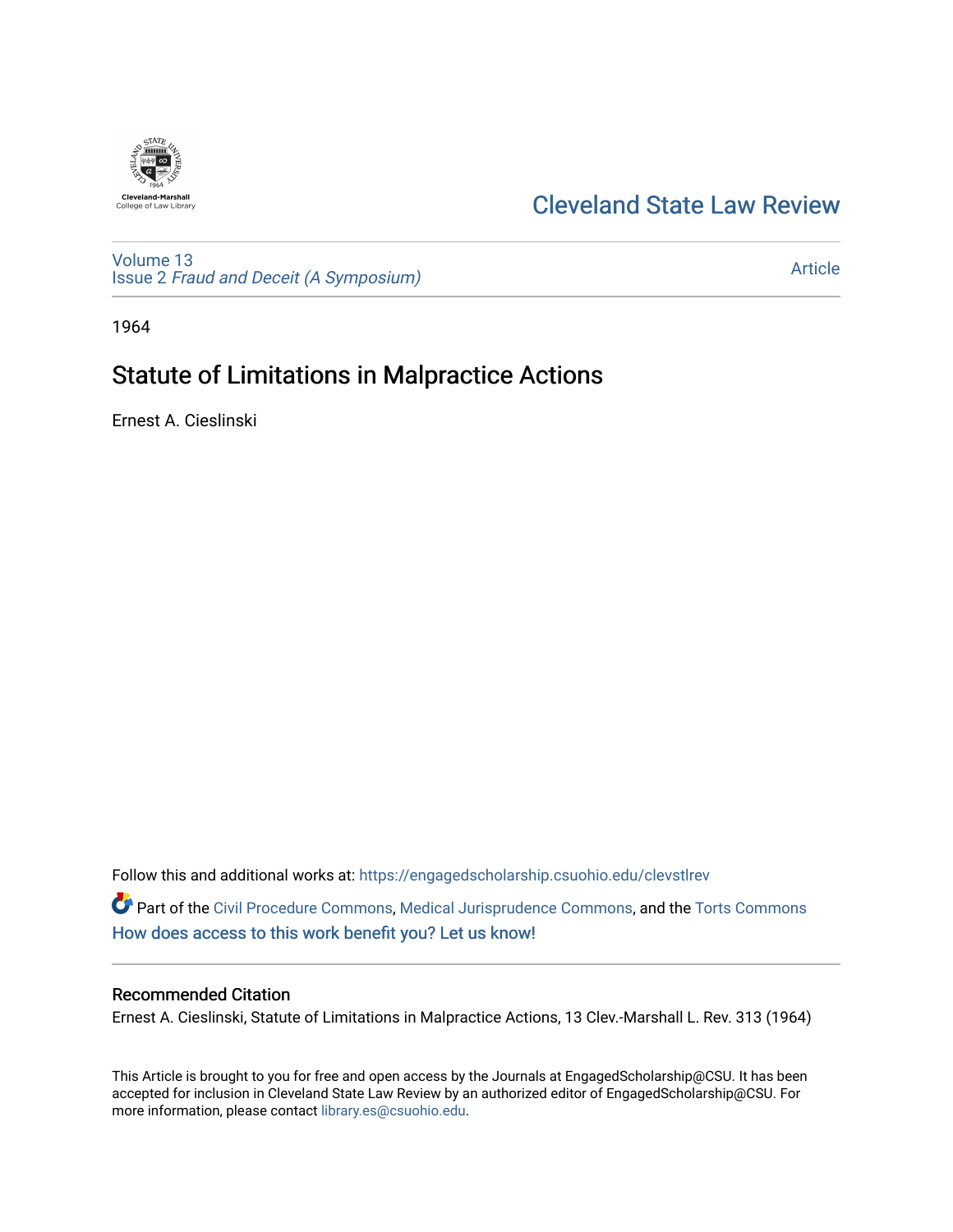Cleveland State Law Review

Volume 13
Issue 2 *Fraud and Deceit (A Symposium)*

Article

1964

# Statute of Limitations in Malpractice Actions

Ernest A. Cieslinski

Follow this and additional works at: https://engagedscholarship.csuohio.edu/clevstlrev

Part of the Civil Procedure Commons, Medical Jurisprudence Commons, and the Torts Commons
How does access to this work benefit you? Let us know!

## Recommended Citation

Ernest A. Cieslinski, Statute of Limitations in Malpractice Actions, 13 Clev.-Marshall L. Rev. 313 (1964)

This Article is brought to you for free and open access by the Journals at EngagedScholarship@CSU. It has been accepted for inclusion in Cleveland State Law Review by an authorized editor of EngagedScholarship@CSU. For more information, please contact library.es@csuohio.edu.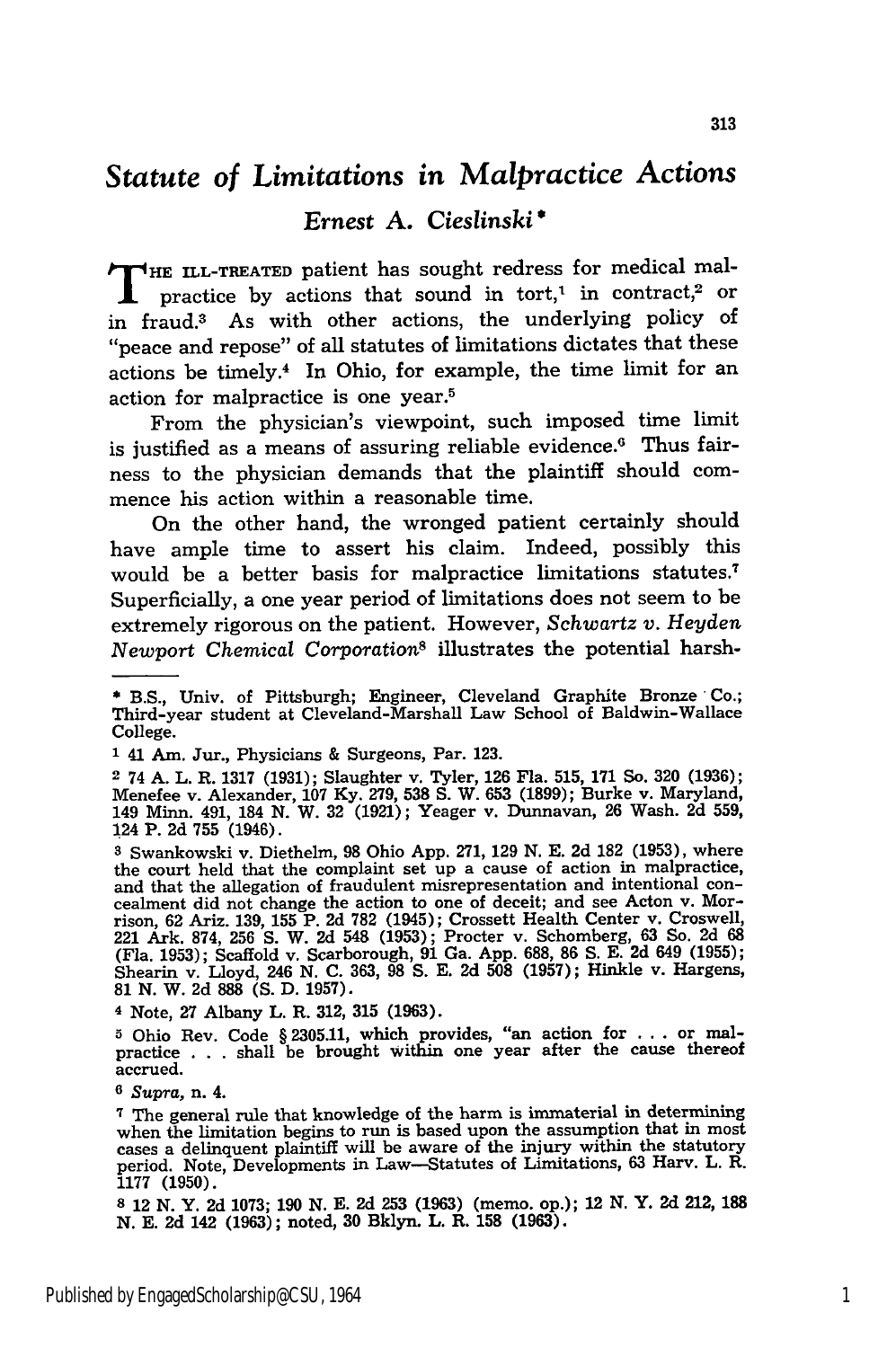# *Statute of Limitations in Malpractice Actions*

### *Ernest A. Cieslinski* *

THE ILL-TREATED patient has sought redress for medical malpractice by actions that sound in tort,[1] in contract,[2] or in fraud.[3] As with other actions, the underlying policy of "peace and repose" of all statutes of limitations dictates that these actions be timely.[4] In Ohio, for example, the time limit for an action for malpractice is one year.[5]

From the physician's viewpoint, such imposed time limit is justified as a means of assuring reliable evidence.[6] Thus fairness to the physician demands that the plaintiff should commence his action within a reasonable time.

On the other hand, the wronged patient certainly should have ample time to assert his claim. Indeed, possibly this would be a better basis for malpractice limitations statutes.[7] Superficially, a one year period of limitations does not seem to be extremely rigorous on the patient. However, *Schwartz v. Heyden Newport Chemical Corporation*[8] illustrates the potential harsh-

---

\* B.S., Univ. of Pittsburgh; Engineer, Cleveland Graphite Bronze Co.; Third-year student at Cleveland-Marshall Law School of Baldwin-Wallace College.

[1] 41 Am. Jur., Physicians & Surgeons, Par. 123.

[2] 74 A. L. R. 1317 (1931); Slaughter v. Tyler, 126 Fla. 515, 171 So. 320 (1936); Menefee v. Alexander, 107 Ky. 279, 538 S. W. 653 (1899); Burke v. Maryland, 149 Minn. 491, 184 N. W. 32 (1921); Yeager v. Dunnavan, 26 Wash. 2d 559, 124 P. 2d 755 (1946).

[3] Swankowski v. Diethelm, 98 Ohio App. 271, 129 N. E. 2d 182 (1953), where the court held that the complaint set up a cause of action in malpractice, and that the allegation of fraudulent misrepresentation and intentional concealment did not change the action to one of deceit; and see Acton v. Morrison, 62 Ariz. 139, 155 P. 2d 782 (1945); Crossett Health Center v. Croswell, 221 Ark. 874, 256 S. W. 2d 548 (1953); Procter v. Schomberg, 63 So. 2d 68 (Fla. 1953); Scaffold v. Scarborough, 91 Ga. App. 688, 86 S. E. 2d 649 (1955); Shearin v. Lloyd, 246 N. C. 363, 98 S. E. 2d 508 (1957); Hinkle v. Hargens, 81 N. W. 2d 888 (S. D. 1957).

[4] Note, 27 Albany L. R. 312, 315 (1963).

[5] Ohio Rev. Code § 2305.11, which provides, "an action for . . . or malpractice . . . shall be brought within one year after the cause thereof accrued.

[6] *Supra*, n. 4.

[7] The general rule that knowledge of the harm is immaterial in determining when the limitation begins to run is based upon the assumption that in most cases a delinquent plaintiff will be aware of the injury within the statutory period. Note, Developments in Law—Statutes of Limitations, 63 Harv. L. R. 1177 (1950).

[8] 12 N. Y. 2d 1073; 190 N. E. 2d 253 (1963) (memo. op.); 12 N. Y. 2d 212, 188 N. E. 2d 142 (1963); noted, 30 Bklyn. L. R. 158 (1963).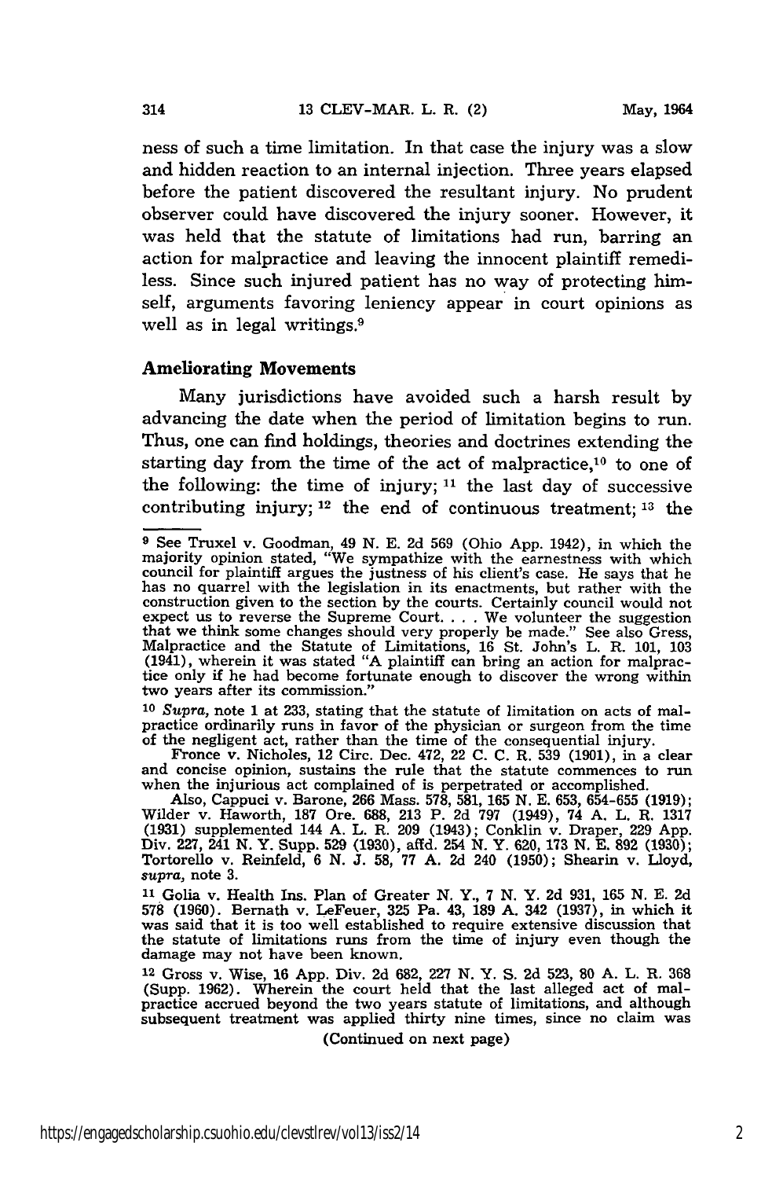ness of such a time limitation. In that case the injury was a slow and hidden reaction to an internal injection. Three years elapsed before the patient discovered the resultant injury. No prudent observer could have discovered the injury sooner. However, it was held that the statute of limitations had run, barring an action for malpractice and leaving the innocent plaintiff remediless. Since such injured patient has no way of protecting himself, arguments favoring leniency appear in court opinions as well as in legal writings.[9]

### Ameliorating Movements

Many jurisdictions have avoided such a harsh result by advancing the date when the period of limitation begins to run. Thus, one can find holdings, theories and doctrines extending the starting day from the time of the act of malpractice,[10] to one of the following: the time of injury;[11] the last day of successive contributing injury;[12] the end of continuous treatment;[13] the

---

[9] See Truxel v. Goodman, 49 N. E. 2d 569 (Ohio App. 1942), in which the majority opinion stated, "We sympathize with the earnestness with which council for plaintiff argues the justness of his client's case. He says that he has no quarrel with the legislation in its enactments, but rather with the construction given to the section by the courts. Certainly council would not expect us to reverse the Supreme Court. . . . We volunteer the suggestion that we think some changes should very properly be made." See also Gress, Malpractice and the Statute of Limitations, 16 St. John's L. R. 101, 103 (1941), wherein it was stated "A plaintiff can bring an action for malpractice only if he had become fortunate enough to discover the wrong within two years after its commission."

[10] *Supra*, note 1 at 233, stating that the statute of limitation on acts of malpractice ordinarily runs in favor of the physician or surgeon from the time of the negligent act, rather than the time of the consequential injury.

Fronce v. Nicholes, 12 Circ. Dec. 472, 22 C. C. R. 539 (1901), in a clear and concise opinion, sustains the rule that the statute commences to run when the injurious act complained of is perpetrated or accomplished.

Also, Cappuci v. Barone, 266 Mass. 578, 581, 165 N. E. 653, 654-655 (1919); Wilder v. Haworth, 187 Ore. 688, 213 P. 2d 797 (1949), 74 A. L. R. 1317 (1931) supplemented 144 A. L. R. 209 (1943); Conklin v. Draper, 229 App. Div. 227, 241 N. Y. Supp. 529 (1930), affd. 254 N. Y. 620, 173 N. E. 892 (1930); Tortorello v. Reinfeld, 6 N. J. 58, 77 A. 2d 240 (1950); Shearin v. Lloyd, *supra*, note 3.

[11] Golia v. Health Ins. Plan of Greater N. Y., 7 N. Y. 2d 931, 165 N. E. 2d 578 (1960). Bernath v. LeFeuer, 325 Pa. 43, 189 A. 342 (1937), in which it was said that it is too well established to require extensive discussion that the statute of limitations runs from the time of injury even though the damage may not have been known.

[12] Gross v. Wise, 16 App. Div. 2d 682, 227 N. Y. S. 2d 523, 80 A. L. R. 368 (Supp. 1962). Wherein the court held that the last alleged act of malpractice accrued beyond the two years statute of limitations, and although subsequent treatment was applied thirty nine times, since no claim was

(Continued on next page)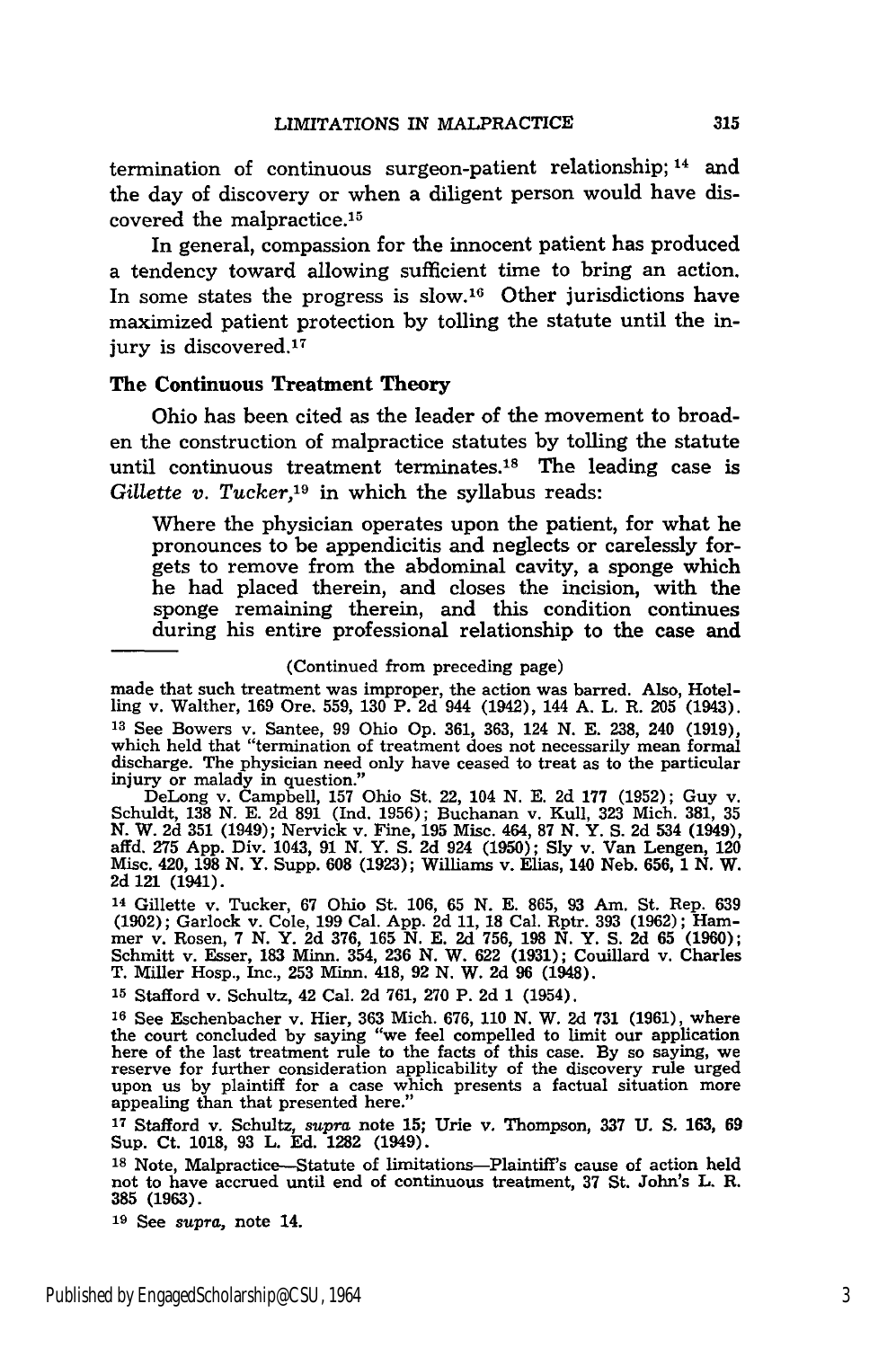termination of continuous surgeon-patient relationship; [14] and the day of discovery or when a diligent person would have discovered the malpractice.[15]

In general, compassion for the innocent patient has produced a tendency toward allowing sufficient time to bring an action. In some states the progress is slow.[16] Other jurisdictions have maximized patient protection by tolling the statute until the injury is discovered.[17]

### The Continuous Treatment Theory

Ohio has been cited as the leader of the movement to broaden the construction of malpractice statutes by tolling the statute until continuous treatment terminates.[18] The leading case is *Gillette v. Tucker*,[19] in which the syllabus reads:

> Where the physician operates upon the patient, for what he pronounces to be appendicitis and neglects or carelessly forgets to remove from the abdominal cavity, a sponge which he had placed therein, and closes the incision, with the sponge remaining therein, and this condition continues during his entire professional relationship to the case and

---

(Continued from preceding page)

made that such treatment was improper, the action was barred. Also, Hotelling v. Walther, 169 Ore. 559, 130 P. 2d 944 (1942), 144 A. L. R. 205 (1943).

[13] See Bowers v. Santee, 99 Ohio Op. 361, 363, 124 N. E. 238, 240 (1919), which held that "termination of treatment does not necessarily mean formal discharge. The physician need only have ceased to treat as to the particular injury or malady in question."

DeLong v. Campbell, 157 Ohio St. 22, 104 N. E. 2d 177 (1952); Guy v. Schuldt, 138 N. E. 2d 891 (Ind. 1956); Buchanan v. Kull, 323 Mich. 381, 35 N. W. 2d 351 (1949); Nervick v. Fine, 195 Misc. 464, 87 N. Y. S. 2d 534 (1949), affd. 275 App. Div. 1043, 91 N. Y. S. 2d 924 (1950); Sly v. Van Lengen, 120 Misc. 420, 198 N. Y. Supp. 608 (1923); Williams v. Elias, 140 Neb. 656, 1 N. W. 2d 121 (1941).

[14] Gillette v. Tucker, 67 Ohio St. 106, 65 N. E. 865, 93 Am. St. Rep. 639 (1902); Garlock v. Cole, 199 Cal. App. 2d 11, 18 Cal. Rptr. 393 (1962); Hammer v. Rosen, 7 N. Y. 2d 376, 165 N. E. 2d 756, 198 N. Y. S. 2d 65 (1960); Schmitt v. Esser, 183 Minn. 354, 236 N. W. 622 (1931); Couillard v. Charles T. Miller Hosp., Inc., 253 Minn. 418, 92 N. W. 2d 96 (1948).

[15] Stafford v. Schultz, 42 Cal. 2d 761, 270 P. 2d 1 (1954).

[16] See Eschenbacher v. Hier, 363 Mich. 676, 110 N. W. 2d 731 (1961), where the court concluded by saying "we feel compelled to limit our application here of the last treatment rule to the facts of this case. By so saying, we reserve for further consideration applicability of the discovery rule urged upon us by plaintiff for a case which presents a factual situation more appealing than that presented here."

[17] Stafford v. Schultz, *supra* note 15; Urie v. Thompson, 337 U. S. 163, 69 Sup. Ct. 1018, 93 L. Ed. 1282 (1949).

[18] Note, Malpractice—Statute of limitations—Plaintiff's cause of action held not to have accrued until end of continuous treatment, 37 St. John's L. R. 385 (1963).

[19] See *supra*, note 14.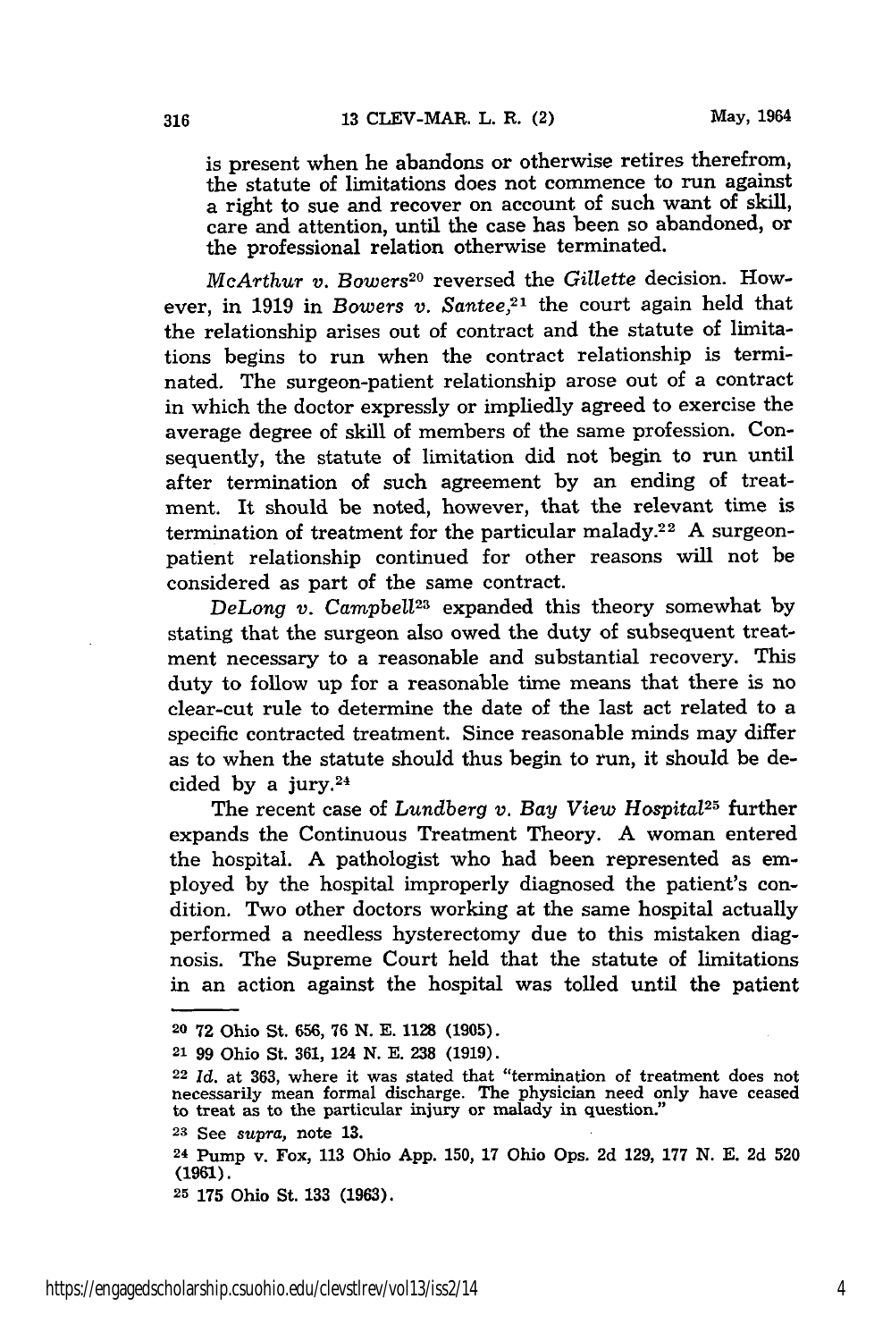is present when he abandons or otherwise retires therefrom, the statute of limitations does not commence to run against a right to sue and recover on account of such want of skill, care and attention, until the case has been so abandoned, or the professional relation otherwise terminated.

*McArthur v. Bowers*[20] reversed the *Gillette* decision. However, in 1919 in *Bowers v. Santee*,[21] the court again held that the relationship arises out of contract and the statute of limitations begins to run when the contract relationship is terminated. The surgeon-patient relationship arose out of a contract in which the doctor expressly or impliedly agreed to exercise the average degree of skill of members of the same profession. Consequently, the statute of limitation did not begin to run until after termination of such agreement by an ending of treatment. It should be noted, however, that the relevant time is termination of treatment for the particular malady.[22] A surgeon-patient relationship continued for other reasons will not be considered as part of the same contract.

*DeLong v. Campbell*[23] expanded this theory somewhat by stating that the surgeon also owed the duty of subsequent treatment necessary to a reasonable and substantial recovery. This duty to follow up for a reasonable time means that there is no clear-cut rule to determine the date of the last act related to a specific contracted treatment. Since reasonable minds may differ as to when the statute should thus begin to run, it should be decided by a jury.[24]

The recent case of *Lundberg v. Bay View Hospital*[25] further expands the Continuous Treatment Theory. A woman entered the hospital. A pathologist who had been represented as employed by the hospital improperly diagnosed the patient's condition. Two other doctors working at the same hospital actually performed a needless hysterectomy due to this mistaken diagnosis. The Supreme Court held that the statute of limitations in an action against the hospital was tolled until the patient

---

20 72 Ohio St. 656, 76 N. E. 1128 (1905).

21 99 Ohio St. 361, 124 N. E. 238 (1919).

22 *Id.* at 363, where it was stated that "termination of treatment does not necessarily mean formal discharge. The physician need only have ceased to treat as to the particular injury or malady in question."

23 See *supra*, note 13.

24 Pump v. Fox, 113 Ohio App. 150, 17 Ohio Ops. 2d 129, 177 N. E. 2d 520 (1961).

25 175 Ohio St. 133 (1963).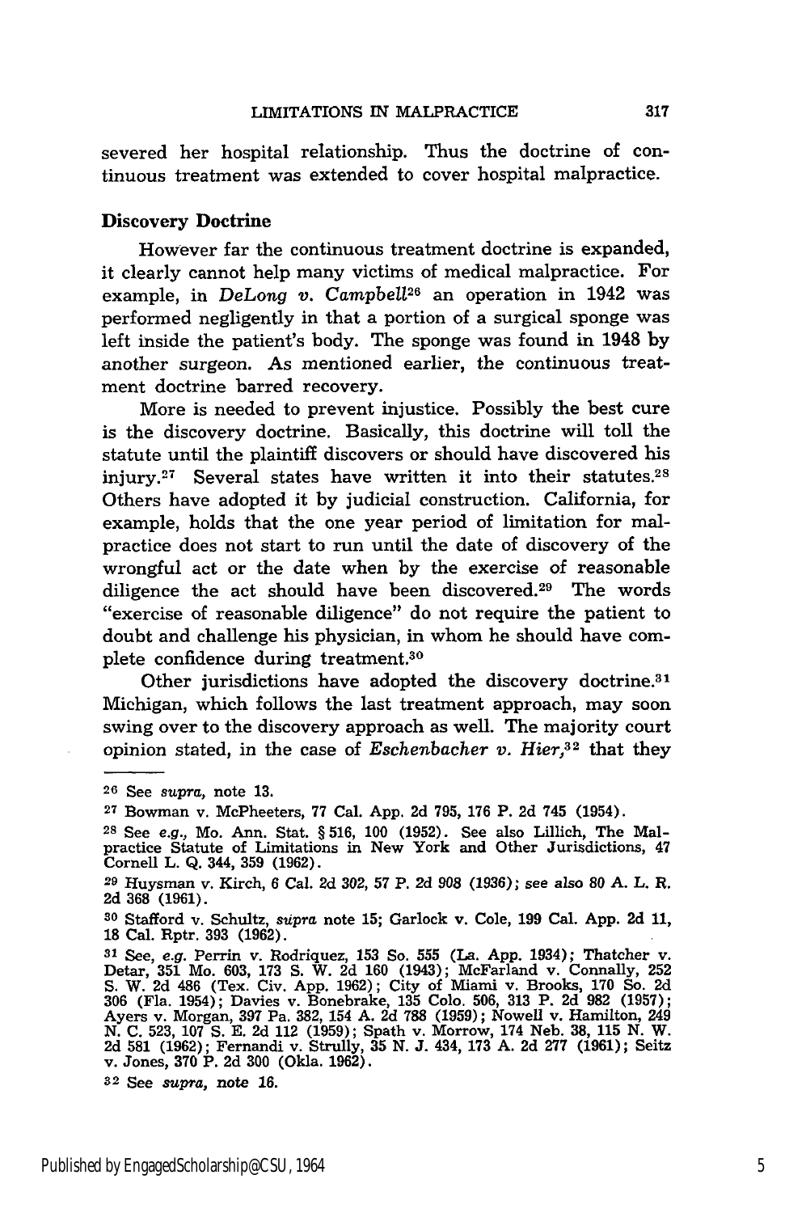severed her hospital relationship. Thus the doctrine of continuous treatment was extended to cover hospital malpractice.

### Discovery Doctrine

However far the continuous treatment doctrine is expanded, it clearly cannot help many victims of medical malpractice. For example, in *DeLong v. Campbell*[26] an operation in 1942 was performed negligently in that a portion of a surgical sponge was left inside the patient's body. The sponge was found in 1948 by another surgeon. As mentioned earlier, the continuous treatment doctrine barred recovery.

More is needed to prevent injustice. Possibly the best cure is the discovery doctrine. Basically, this doctrine will toll the statute until the plaintiff discovers or should have discovered his injury.[27] Several states have written it into their statutes.[28] Others have adopted it by judicial construction. California, for example, holds that the one year period of limitation for malpractice does not start to run until the date of discovery of the wrongful act or the date when by the exercise of reasonable diligence the act should have been discovered.[29] The words "exercise of reasonable diligence" do not require the patient to doubt and challenge his physician, in whom he should have complete confidence during treatment.[30]

Other jurisdictions have adopted the discovery doctrine.[31] Michigan, which follows the last treatment approach, may soon swing over to the discovery approach as well. The majority court opinion stated, in the case of *Eschenbacher v. Hier*,[32] that they

---

[26] See *supra*, note 13.

[27] Bowman v. McPheeters, 77 Cal. App. 2d 795, 176 P. 2d 745 (1954).

[28] See *e.g.*, Mo. Ann. Stat. § 516, 100 (1952). See also Lillich, The Malpractice Statute of Limitations in New York and Other Jurisdictions, 47 Cornell L. Q. 344, 359 (1962).

[29] Huysman v. Kirch, 6 Cal. 2d 302, 57 P. 2d 908 (1936); *see also* 80 A. L. R. 2d 368 (1961).

[30] Stafford v. Schultz, *supra* note 15; Garlock v. Cole, 199 Cal. App. 2d 11, 18 Cal. Rptr. 393 (1962).

[31] See, *e.g.* Perrin v. Rodriquez, 153 So. 555 (La. App. 1934); Thatcher v. Detar, 351 Mo. 603, 173 S. W. 2d 160 (1943); McFarland v. Connally, 252 S. W. 2d 486 (Tex. Civ. App. 1962); City of Miami v. Brooks, 170 So. 2d 306 (Fla. 1954); Davies v. Bonebrake, 135 Colo. 506, 313 P. 2d 982 (1957); Ayers v. Morgan, 397 Pa. 382, 154 A. 2d 788 (1959); Nowell v. Hamilton, 249 N. C. 523, 107 S. E. 2d 112 (1959); Spath v. Morrow, 174 Neb. 38, 115 N. W. 2d 581 (1962); Fernandi v. Strully, 35 N. J. 434, 173 A. 2d 277 (1961); Seitz v. Jones, 370 P. 2d 300 (Okla. 1962).

[32] See *supra*, note 16.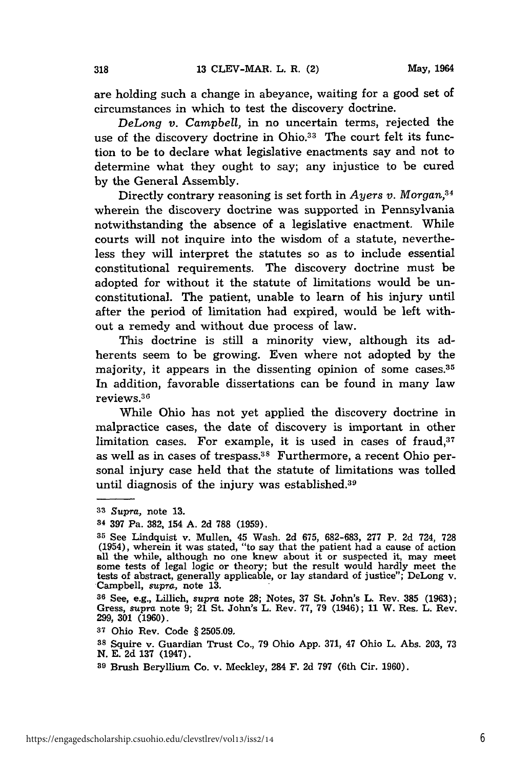are holding such a change in abeyance, waiting for a good set of circumstances in which to test the discovery doctrine.

*DeLong v. Campbell,* in no uncertain terms, rejected the use of the discovery doctrine in Ohio.[33] The court felt its function to be to declare what legislative enactments say and not to determine what they ought to say; any injustice to be cured by the General Assembly.

Directly contrary reasoning is set forth in *Ayers v. Morgan,*[34] wherein the discovery doctrine was supported in Pennsylvania notwithstanding the absence of a legislative enactment. While courts will not inquire into the wisdom of a statute, nevertheless they will interpret the statutes so as to include essential constitutional requirements. The discovery doctrine must be adopted for without it the statute of limitations would be unconstitutional. The patient, unable to learn of his injury until after the period of limitation had expired, would be left without a remedy and without due process of law.

This doctrine is still a minority view, although its adherents seem to be growing. Even where not adopted by the majority, it appears in the dissenting opinion of some cases.[35] In addition, favorable dissertations can be found in many law reviews.[36]

While Ohio has not yet applied the discovery doctrine in malpractice cases, the date of discovery is important in other limitation cases. For example, it is used in cases of fraud,[37] as well as in cases of trespass.[38] Furthermore, a recent Ohio personal injury case held that the statute of limitations was tolled until diagnosis of the injury was established.[39]

---

[33] *Supra,* note 13.

[34] 397 Pa. 382, 154 A. 2d 788 (1959).

[35] See Lindquist v. Mullen, 45 Wash. 2d 675, 682-683, 277 P. 2d 724, 728 (1954), wherein it was stated, "to say that the patient had a cause of action all the while, although no one knew about it or suspected it, may meet some tests of legal logic or theory; but the result would hardly meet the tests of abstract, generally applicable, or lay standard of justice"; DeLong v. Campbell, *supra,* note 13.

[36] See, e.g., Lillich, *supra* note 28; Notes, 37 St. John's L. Rev. 385 (1963); Gress, *supra* note 9; 21 St. John's L. Rev. 77, 79 (1946); 11 W. Res. L. Rev. 299, 301 (1960).

[37] Ohio Rev. Code § 2505.09.

[38] Squire v. Guardian Trust Co., 79 Ohio App. 371, 47 Ohio L. Abs. 203, 73 N. E. 2d 137 (1947).

[39] Brush Beryllium Co. v. Meckley, 284 F. 2d 797 (6th Cir. 1960).